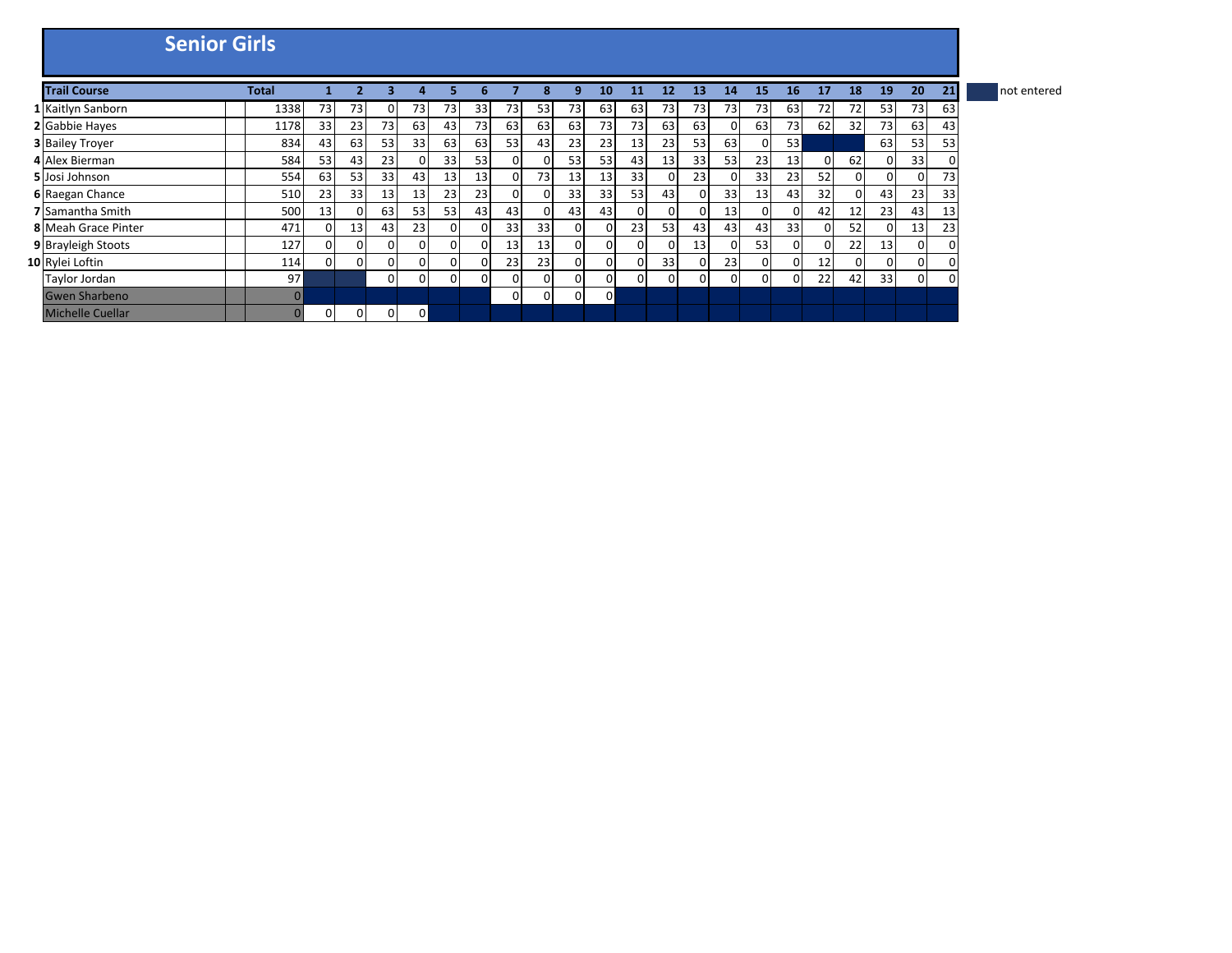# Senior Girls

| | Trail Course | | Total | 1 | 2 | 3 | 4 | 5 | 6 | 7 | 8 | 9 | 10 | 11 | 12 | 13 | 14 | 15 | 16 | 17 | 18 | 19 | 20 | 21 |
|---|---|---|---|---|---|---|---|---|---|---|---|---|---|---|---|---|---|---|---|---|---|---|---|---|
| 1 | Kaitlyn Sanborn | | 1338 | 73 | 73 | 0 | 73 | 73 | 33 | 73 | 53 | 73 | 63 | 63 | 73 | 73 | 73 | 73 | 63 | 72 | 72 | 53 | 73 | 63 |
| 2 | Gabbie Hayes | | 1178 | 33 | 23 | 73 | 63 | 43 | 73 | 63 | 63 | 63 | 73 | 73 | 63 | 63 | 0 | 63 | 73 | 62 | 32 | 73 | 63 | 43 |
| 3 | Bailey Troyer | | 834 | 43 | 63 | 53 | 33 | 63 | 63 | 53 | 43 | 23 | 23 | 13 | 23 | 53 | 63 | 0 | 53 | | | 63 | 53 | 53 |
| 4 | Alex Bierman | | 584 | 53 | 43 | 23 | 0 | 33 | 53 | 0 | 0 | 53 | 53 | 43 | 13 | 33 | 53 | 23 | 13 | 0 | 62 | 0 | 33 | 0 |
| 5 | Josi Johnson | | 554 | 63 | 53 | 33 | 43 | 13 | 13 | 0 | 73 | 13 | 13 | 33 | 0 | 23 | 0 | 33 | 23 | 52 | 0 | 0 | 0 | 73 |
| 6 | Raegan Chance | | 510 | 23 | 33 | 13 | 13 | 23 | 23 | 0 | 0 | 33 | 33 | 53 | 43 | 0 | 33 | 13 | 43 | 32 | 0 | 43 | 23 | 33 |
| 7 | Samantha Smith | | 500 | 13 | 0 | 63 | 53 | 53 | 43 | 43 | 0 | 43 | 43 | 0 | 0 | 0 | 13 | 0 | 0 | 42 | 12 | 23 | 43 | 13 |
| 8 | Meah Grace Pinter | | 471 | 0 | 13 | 43 | 23 | 0 | 0 | 33 | 33 | 0 | 0 | 23 | 53 | 43 | 43 | 43 | 33 | 0 | 52 | 0 | 13 | 23 |
| 9 | Brayleigh Stoots | | 127 | 0 | 0 | 0 | 0 | 0 | 0 | 13 | 13 | 0 | 0 | 0 | 0 | 13 | 0 | 53 | 0 | 0 | 22 | 13 | 0 | 0 |
| 10 | Rylei Loftin | | 114 | 0 | 0 | 0 | 0 | 0 | 0 | 23 | 23 | 0 | 0 | 0 | 33 | 0 | 23 | 0 | 0 | 12 | 0 | 0 | 0 | 0 |
| | Taylor Jordan | | 97 | | | 0 | 0 | 0 | 0 | 0 | 0 | 0 | 0 | 0 | 0 | 0 | 0 | 0 | 0 | 22 | 42 | 33 | 0 | 0 |
| | Gwen Sharbeno | | 0 | | | | | | | 0 | 0 | 0 | 0 | | | | | | | | | | | |
| | Michelle Cuellar | | 0 | 0 | 0 | 0 | 0 | | | | | | | | | | | | | | | | | |

not entered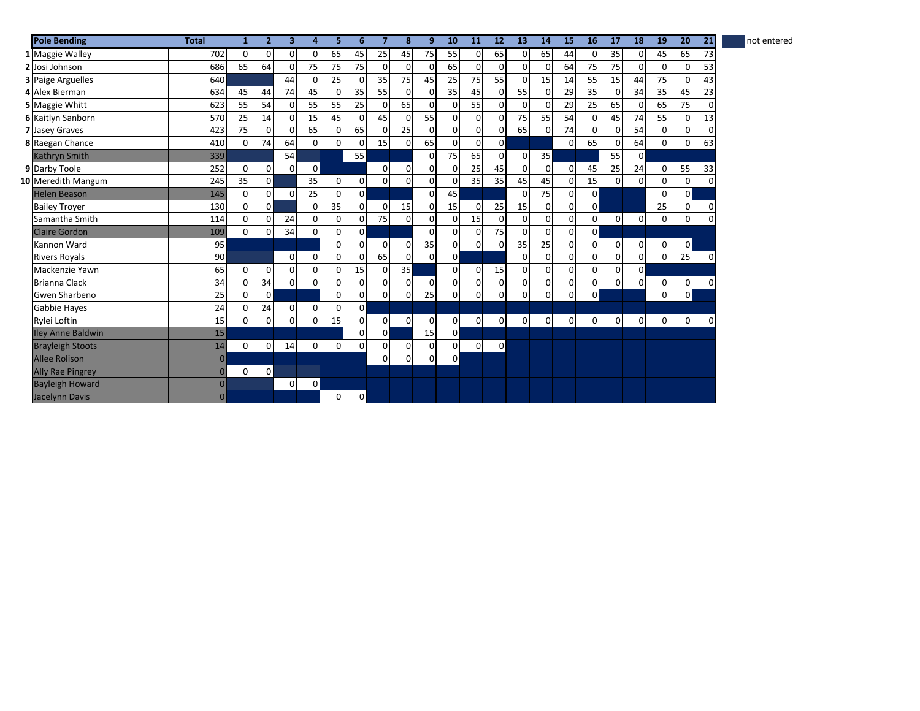| | Pole Bending | Total | 1 | 2 | 3 | 4 | 5 | 6 | 7 | 8 | 9 | 10 | 11 | 12 | 13 | 14 | 15 | 16 | 17 | 18 | 19 | 20 | 21 |
|---|---|---|---|---|---|---|---|---|---|---|---|---|---|---|---|---|---|---|---|---|---|---|---|
| 1 | Maggie Walley | 702 | 0 | 0 | 0 | 0 | 65 | 45 | 25 | 45 | 75 | 55 | 0 | 65 | 0 | 65 | 44 | 0 | 35 | 0 | 45 | 65 | 73 |
| 2 | Josi Johnson | 686 | 65 | 64 | 0 | 75 | 75 | 75 | 0 | 0 | 0 | 65 | 0 | 0 | 0 | 0 | 64 | 75 | 75 | 0 | 0 | 0 | 53 |
| 3 | Paige Arguelles | 640 | | | 44 | 0 | 25 | 0 | 35 | 75 | 45 | 25 | 75 | 55 | 0 | 15 | 14 | 55 | 15 | 44 | 75 | 0 | 43 |
| 4 | Alex Bierman | 634 | 45 | 44 | 74 | 45 | 0 | 35 | 55 | 0 | 0 | 35 | 45 | 0 | 55 | 0 | 29 | 35 | 0 | 34 | 35 | 45 | 23 |
| 5 | Maggie Whitt | 623 | 55 | 54 | 0 | 55 | 55 | 25 | 0 | 65 | 0 | 0 | 55 | 0 | 0 | 0 | 29 | 25 | 65 | 0 | 65 | 75 | 0 |
| 6 | Kaitlyn Sanborn | 570 | 25 | 14 | 0 | 15 | 45 | 0 | 45 | 0 | 55 | 0 | 0 | 0 | 75 | 55 | 54 | 0 | 45 | 74 | 55 | 0 | 13 |
| 7 | Jasey Graves | 423 | 75 | 0 | 0 | 65 | 0 | 65 | 0 | 25 | 0 | 0 | 0 | 0 | 65 | 0 | 74 | 0 | 0 | 54 | 0 | 0 | 0 |
| 8 | Raegan Chance | 410 | 0 | 74 | 64 | 0 | 0 | 0 | 15 | 0 | 65 | 0 | 0 | 0 | | | 0 | 65 | 0 | 64 | 0 | 0 | 63 |
| | Kathryn Smith | 339 | | | 54 | | | 55 | | | 0 | 75 | 65 | 0 | 0 | 35 | | | 55 | 0 | | | |
| 9 | Darby Toole | 252 | 0 | 0 | 0 | 0 | | | 0 | 0 | 0 | 0 | 25 | 45 | 0 | 0 | 0 | 45 | 25 | 24 | 0 | 55 | 33 |
| 10 | Meredith Mangum | 245 | 35 | 0 | | 35 | 0 | 0 | 0 | 0 | 0 | 0 | 35 | 35 | 45 | 45 | 0 | 15 | 0 | 0 | 0 | 0 | 0 |
| | Helen Beason | 145 | 0 | 0 | 0 | 25 | 0 | 0 | | | 0 | 45 | | | 0 | 75 | 0 | 0 | | | 0 | 0 | |
| | Bailey Troyer | 130 | 0 | 0 | | 0 | 35 | 0 | 0 | 15 | 0 | 15 | 0 | 25 | 15 | 0 | 0 | 0 | | | 25 | 0 | 0 |
| | Samantha Smith | 114 | 0 | 0 | 24 | 0 | 0 | 0 | 75 | 0 | 0 | 0 | 15 | 0 | 0 | 0 | 0 | 0 | 0 | 0 | 0 | 0 | 0 |
| | Claire Gordon | 109 | 0 | 0 | 34 | 0 | 0 | 0 | | | 0 | 0 | 0 | 75 | 0 | 0 | 0 | 0 | | | | | |
| | Kannon Ward | 95 | | | | | 0 | 0 | 0 | 0 | 35 | 0 | 0 | 0 | 35 | 25 | 0 | 0 | 0 | 0 | 0 | 0 | |
| | Rivers Royals | 90 | | | 0 | 0 | 0 | 0 | 65 | 0 | 0 | 0 | | | 0 | 0 | 0 | 0 | 0 | 0 | 0 | 25 | 0 |
| | Mackenzie Yawn | 65 | 0 | 0 | 0 | 0 | 0 | 15 | 0 | 35 | | 0 | 0 | 15 | 0 | 0 | 0 | 0 | 0 | 0 | | | |
| | Brianna Clack | 34 | 0 | 34 | 0 | 0 | 0 | 0 | 0 | 0 | 0 | 0 | 0 | 0 | 0 | 0 | 0 | 0 | 0 | 0 | 0 | 0 | 0 |
| | Gwen Sharbeno | 25 | 0 | 0 | | | 0 | 0 | 0 | 0 | 25 | 0 | 0 | 0 | 0 | 0 | 0 | 0 | | | 0 | 0 | |
| | Gabbie Hayes | 24 | 0 | 24 | 0 | 0 | 0 | 0 | | | | | | | | | | | | | | | |
| | Rylei Loftin | 15 | 0 | 0 | 0 | 0 | 15 | 0 | 0 | 0 | 0 | 0 | 0 | 0 | 0 | 0 | 0 | 0 | 0 | 0 | 0 | 0 | 0 |
| | Iley Anne Baldwin | 15 | | | | | | 0 | 0 | | 15 | 0 | | | | | | | | | | | |
| | Brayleigh Stoots | 14 | 0 | 0 | 14 | 0 | 0 | 0 | 0 | 0 | 0 | 0 | 0 | 0 | | | | | | | | | |
| | Allee Rolison | 0 | | | | | | | 0 | 0 | 0 | 0 | | | | | | | | | | | |
| | Ally Rae Pingrey | 0 | 0 | 0 | | | | | | | | | | | | | | | | | | | |
| | Bayleigh Howard | 0 | | | 0 | 0 | | | | | | | | | | | | | | | | | |
| | Jacelynn Davis | 0 | | | | | 0 | 0 | | | | | | | | | | | | | | | |

(Shaded/blank cells = not entered)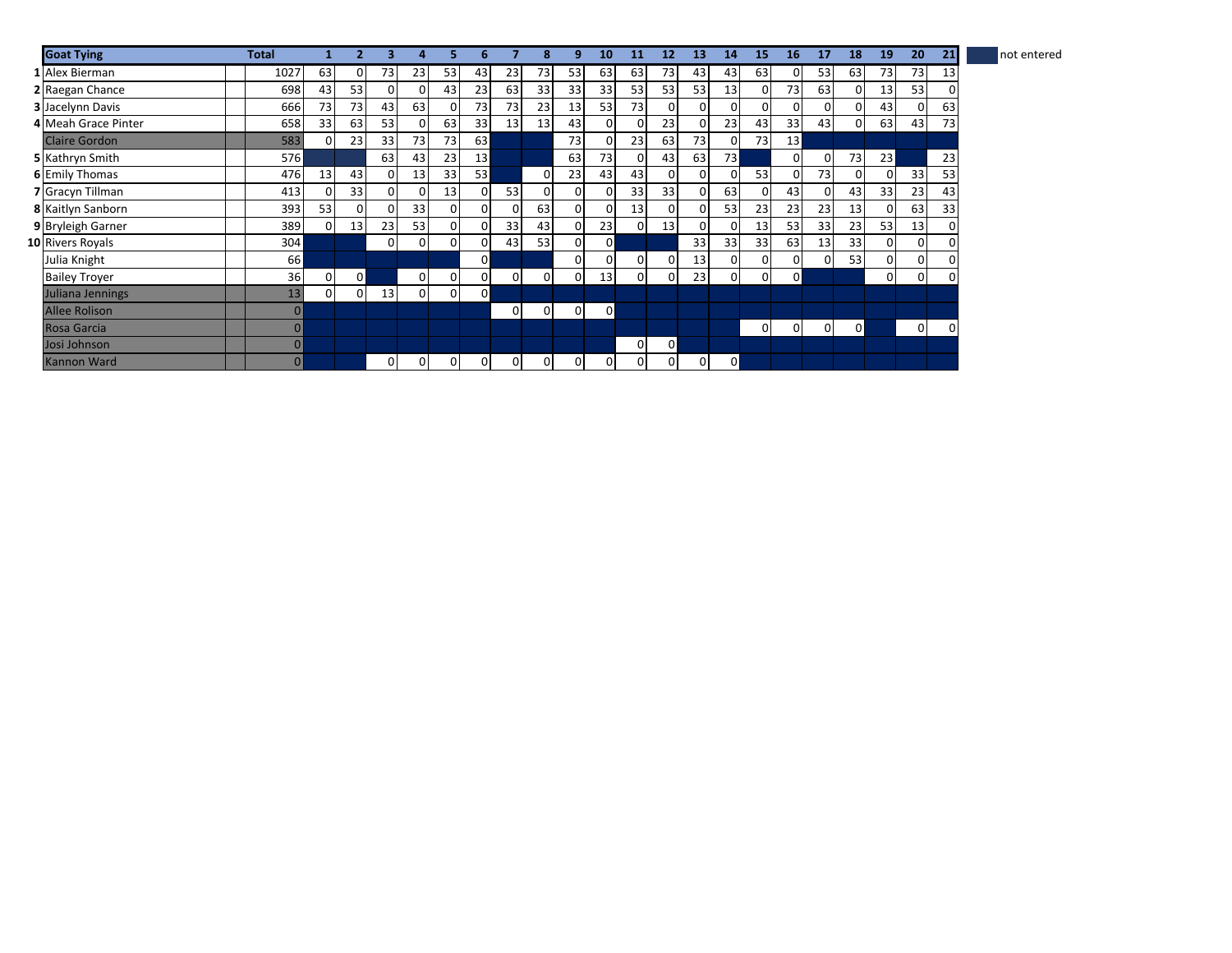| | Goat Tying | Total | 1 | 2 | 3 | 4 | 5 | 6 | 7 | 8 | 9 | 10 | 11 | 12 | 13 | 14 | 15 | 16 | 17 | 18 | 19 | 20 | 21 |
|---|---|---|---|---|---|---|---|---|---|---|---|---|---|---|---|---|---|---|---|---|---|---|---|
| 1 | Alex Bierman | 1027 | 63 | 0 | 73 | 23 | 53 | 43 | 23 | 73 | 53 | 63 | 63 | 73 | 43 | 43 | 63 | 0 | 53 | 63 | 73 | 73 | 13 |
| 2 | Raegan Chance | 698 | 43 | 53 | 0 | 0 | 43 | 23 | 63 | 33 | 33 | 33 | 53 | 53 | 53 | 13 | 0 | 73 | 63 | 0 | 13 | 53 | 0 |
| 3 | Jacelynn Davis | 666 | 73 | 73 | 43 | 63 | 0 | 73 | 73 | 23 | 13 | 53 | 73 | 0 | 0 | 0 | 0 | 0 | 0 | 0 | 43 | 0 | 63 |
| 4 | Meah Grace Pinter | 658 | 33 | 63 | 53 | 0 | 63 | 33 | 13 | 13 | 43 | 0 | 0 | 23 | 0 | 23 | 43 | 33 | 43 | 0 | 63 | 43 | 73 |
| | Claire Gordon | 583 | 0 | 23 | 33 | 73 | 73 | 63 | | | 73 | 0 | 23 | 63 | 73 | 0 | 73 | 13 | | | | | |
| 5 | Kathryn Smith | 576 | | | 63 | 43 | 23 | 13 | | | 63 | 73 | 0 | 43 | 63 | 73 | | 0 | 0 | 73 | 23 | | 23 |
| 6 | Emily Thomas | 476 | 13 | 43 | 0 | 13 | 33 | 53 | | 0 | 23 | 43 | 43 | 0 | 0 | 0 | 53 | 0 | 73 | 0 | 0 | 33 | 53 |
| 7 | Gracyn Tillman | 413 | 0 | 33 | 0 | 0 | 13 | 0 | 53 | 0 | 0 | 0 | 33 | 33 | 0 | 63 | 0 | 43 | 0 | 43 | 33 | 23 | 43 |
| 8 | Kaitlyn Sanborn | 393 | 53 | 0 | 0 | 33 | 0 | 0 | 0 | 63 | 0 | 0 | 13 | 0 | 0 | 53 | 23 | 23 | 23 | 13 | 0 | 63 | 33 |
| 9 | Bryleigh Garner | 389 | 0 | 13 | 23 | 53 | 0 | 0 | 33 | 43 | 0 | 23 | 0 | 13 | 0 | 0 | 13 | 53 | 33 | 23 | 53 | 13 | 0 |
| 10 | Rivers Royals | 304 | | | 0 | 0 | 0 | 0 | 43 | 53 | 0 | 0 | | | 33 | 33 | 33 | 63 | 13 | 33 | 0 | 0 | 0 |
| | Julia Knight | 66 | | | | | | 0 | | | 0 | 0 | 0 | 0 | 13 | 0 | 0 | 0 | 0 | 53 | 0 | 0 | 0 |
| | Bailey Troyer | 36 | 0 | 0 | | 0 | 0 | 0 | 0 | 0 | 0 | 13 | 0 | 0 | 23 | 0 | 0 | 0 | | | 0 | 0 | 0 |
| | Juliana Jennings | 13 | 0 | 0 | 13 | 0 | 0 | 0 | | | | | | | | | | | | | | | |
| | Allee Rolison | 0 | | | | | | | 0 | 0 | 0 | 0 | | | | | | | | | | | |
| | Rosa Garcia | 0 | | | | | | | | | | | | | | | 0 | 0 | 0 | 0 | | 0 | 0 |
| | Josi Johnson | 0 | | | | | | | | | | | 0 | 0 | | | | | | | | | |
| | Kannon Ward | 0 | | | 0 | 0 | 0 | 0 | 0 | 0 | 0 | 0 | 0 | 0 | 0 | 0 | | | | | | | |

(Shaded cells: not entered)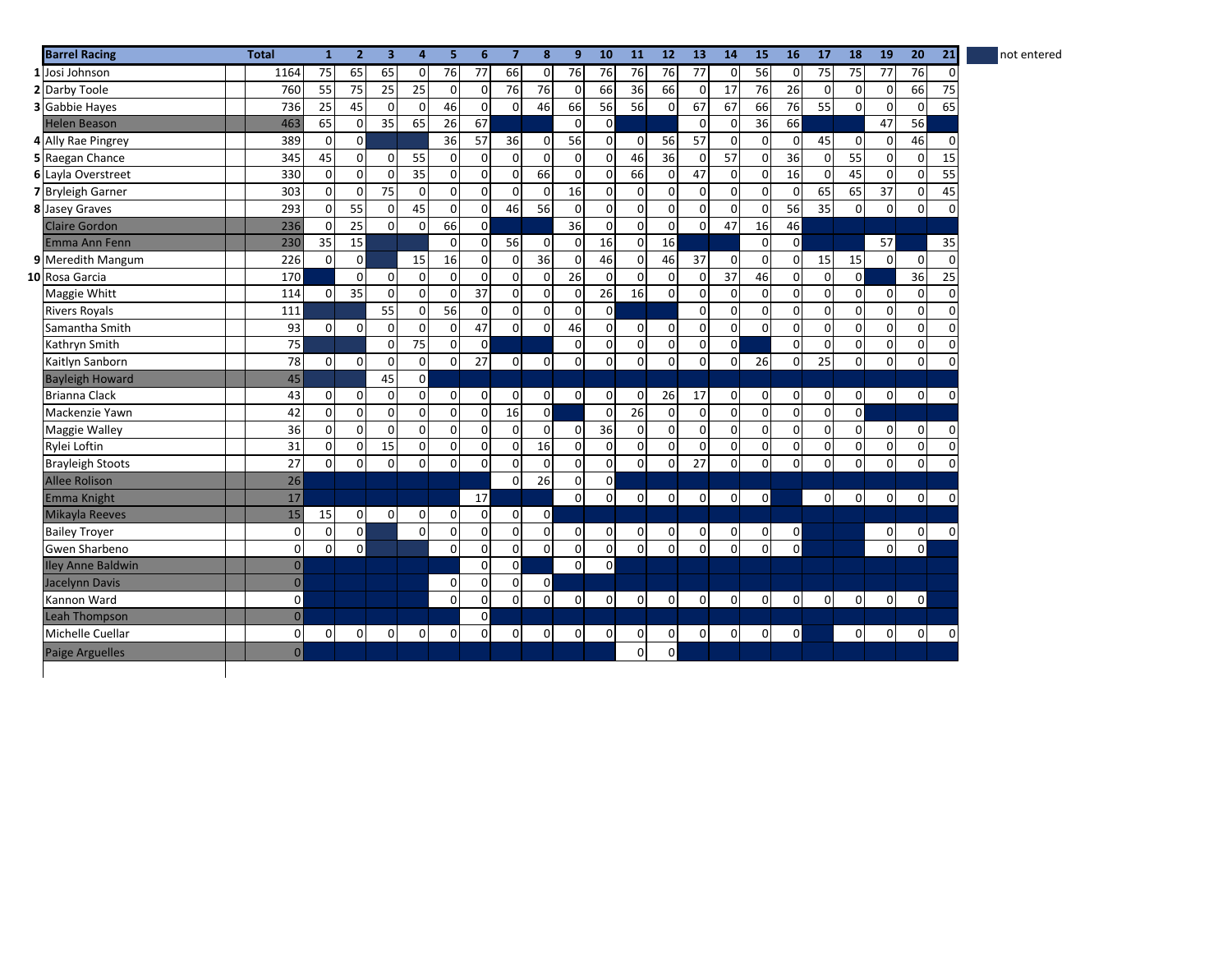| | Barrel Racing | Total | 1 | 2 | 3 | 4 | 5 | 6 | 7 | 8 | 9 | 10 | 11 | 12 | 13 | 14 | 15 | 16 | 17 | 18 | 19 | 20 | 21 |
|---|---|---|---|---|---|---|---|---|---|---|---|---|---|---|---|---|---|---|---|---|---|---|---|
| 1 | Josi Johnson | 1164 | 75 | 65 | 65 | 0 | 76 | 77 | 66 | 0 | 76 | 76 | 76 | 76 | 77 | 0 | 56 | 0 | 75 | 75 | 77 | 76 | 0 |
| 2 | Darby Toole | 760 | 55 | 75 | 25 | 25 | 0 | 0 | 76 | 76 | 0 | 66 | 36 | 66 | 0 | 17 | 76 | 26 | 0 | 0 | 0 | 66 | 75 |
| 3 | Gabbie Hayes | 736 | 25 | 45 | 0 | 0 | 46 | 0 | 0 | 46 | 66 | 56 | 56 | 0 | 67 | 67 | 66 | 76 | 55 | 0 | 0 | 0 | 65 |
| | Helen Beason | 463 | 65 | 0 | 35 | 65 | 26 | 67 | | | 0 | 0 | | | 0 | 0 | 36 | 66 | | | 47 | 56 | |
| 4 | Ally Rae Pingrey | 389 | 0 | 0 | | | 36 | 57 | 36 | 0 | 56 | 0 | 0 | 56 | 57 | 0 | 0 | 0 | 45 | 0 | 0 | 46 | 0 |
| 5 | Raegan Chance | 345 | 45 | 0 | 0 | 55 | 0 | 0 | 0 | 0 | 0 | 0 | 46 | 36 | 0 | 57 | 0 | 36 | 0 | 55 | 0 | 0 | 15 |
| 6 | Layla Overstreet | 330 | 0 | 0 | 0 | 35 | 0 | 0 | 0 | 66 | 0 | 0 | 66 | 0 | 47 | 0 | 0 | 16 | 0 | 45 | 0 | 0 | 55 |
| 7 | Bryleigh Garner | 303 | 0 | 0 | 75 | 0 | 0 | 0 | 0 | 0 | 16 | 0 | 0 | 0 | 0 | 0 | 0 | 0 | 65 | 65 | 37 | 0 | 45 |
| 8 | Jasey Graves | 293 | 0 | 55 | 0 | 45 | 0 | 0 | 46 | 56 | 0 | 0 | 0 | 0 | 0 | 0 | 0 | 56 | 35 | 0 | 0 | 0 | 0 |
| | Claire Gordon | 236 | 0 | 25 | 0 | 0 | 66 | 0 | | | 36 | 0 | 0 | 0 | 0 | 47 | 16 | 46 | | | | | |
| | Emma Ann Fenn | 230 | 35 | 15 | | | 0 | 0 | 56 | 0 | 0 | 16 | 0 | 16 | | | 0 | 0 | | | 57 | | 35 |
| 9 | Meredith Mangum | 226 | 0 | 0 | | 15 | 16 | 0 | 0 | 36 | 0 | 46 | 0 | 46 | 37 | 0 | 0 | 0 | 15 | 15 | 0 | 0 | 0 |
| 10 | Rosa Garcia | 170 | | 0 | 0 | 0 | 0 | 0 | 0 | 0 | 26 | 0 | 0 | 0 | 0 | 37 | 46 | 0 | 0 | 0 | | 36 | 25 |
| | Maggie Whitt | 114 | 0 | 35 | 0 | 0 | 0 | 37 | 0 | 0 | 0 | 26 | 16 | 0 | 0 | 0 | 0 | 0 | 0 | 0 | 0 | 0 | 0 |
| | Rivers Royals | 111 | | | 55 | 0 | 56 | 0 | 0 | 0 | 0 | 0 | | | 0 | 0 | 0 | 0 | 0 | 0 | 0 | 0 | 0 |
| | Samantha Smith | 93 | 0 | 0 | 0 | 0 | 0 | 47 | 0 | 0 | 46 | 0 | 0 | 0 | 0 | 0 | 0 | 0 | 0 | 0 | 0 | 0 | 0 |
| | Kathryn Smith | 75 | | | 0 | 75 | 0 | 0 | | | 0 | 0 | 0 | 0 | 0 | 0 | | 0 | 0 | 0 | 0 | 0 | 0 |
| | Kaitlyn Sanborn | 78 | 0 | 0 | 0 | 0 | 0 | 27 | 0 | 0 | 0 | 0 | 0 | 0 | 0 | 0 | 26 | 0 | 25 | 0 | 0 | 0 | 0 |
| | Bayleigh Howard | 45 | | | 45 | 0 | | | | | | | | | | | | | | | | | |
| | Brianna Clack | 43 | 0 | 0 | 0 | 0 | 0 | 0 | 0 | 0 | 0 | 0 | 0 | 26 | 17 | 0 | 0 | 0 | 0 | 0 | 0 | 0 | 0 |
| | Mackenzie Yawn | 42 | 0 | 0 | 0 | 0 | 0 | 0 | 16 | 0 | | 0 | 26 | 0 | 0 | 0 | 0 | 0 | 0 | 0 | | | |
| | Maggie Walley | 36 | 0 | 0 | 0 | 0 | 0 | 0 | 0 | 0 | 0 | 36 | 0 | 0 | 0 | 0 | 0 | 0 | 0 | 0 | 0 | 0 | 0 |
| | Rylei Loftin | 31 | 0 | 0 | 15 | 0 | 0 | 0 | 0 | 16 | 0 | 0 | 0 | 0 | 0 | 0 | 0 | 0 | 0 | 0 | 0 | 0 | 0 |
| | Brayleigh Stoots | 27 | 0 | 0 | 0 | 0 | 0 | 0 | 0 | 0 | 0 | 0 | 0 | 0 | 27 | 0 | 0 | 0 | 0 | 0 | 0 | 0 | 0 |
| | Allee Rolison | 26 | | | | | | | 0 | 26 | 0 | 0 | | | | | | | | | | | |
| | Emma Knight | 17 | | | | | | 17 | | | 0 | 0 | 0 | 0 | 0 | 0 | 0 | | 0 | 0 | 0 | 0 | 0 |
| | Mikayla Reeves | 15 | 15 | 0 | 0 | 0 | 0 | 0 | 0 | 0 | | | | | | | | | | | | | |
| | Bailey Troyer | 0 | 0 | 0 | | 0 | 0 | 0 | 0 | 0 | 0 | 0 | 0 | 0 | 0 | 0 | 0 | 0 | | | 0 | 0 | 0 |
| | Gwen Sharbeno | 0 | 0 | 0 | | | 0 | 0 | 0 | 0 | 0 | 0 | 0 | 0 | 0 | 0 | 0 | 0 | | | 0 | 0 | |
| | Iley Anne Baldwin | 0 | | | | | | 0 | 0 | | 0 | 0 | | | | | | | | | | | |
| | Jacelynn Davis | 0 | | | | | 0 | 0 | 0 | 0 | | | | | | | | | | | | | |
| | Kannon Ward | 0 | | | | | 0 | 0 | 0 | 0 | 0 | 0 | 0 | 0 | 0 | 0 | 0 | 0 | 0 | 0 | 0 | 0 | |
| | Leah Thompson | 0 | | | | | | 0 | | | | | | | | | | | | | | | |
| | Michelle Cuellar | 0 | 0 | 0 | 0 | 0 | 0 | 0 | 0 | 0 | 0 | 0 | 0 | 0 | 0 | 0 | 0 | 0 | | 0 | 0 | 0 | 0 |
| | Paige Arguelles | 0 | | | | | | | | | | | 0 | 0 | | | | | | | | | |

(Blank cells: not entered)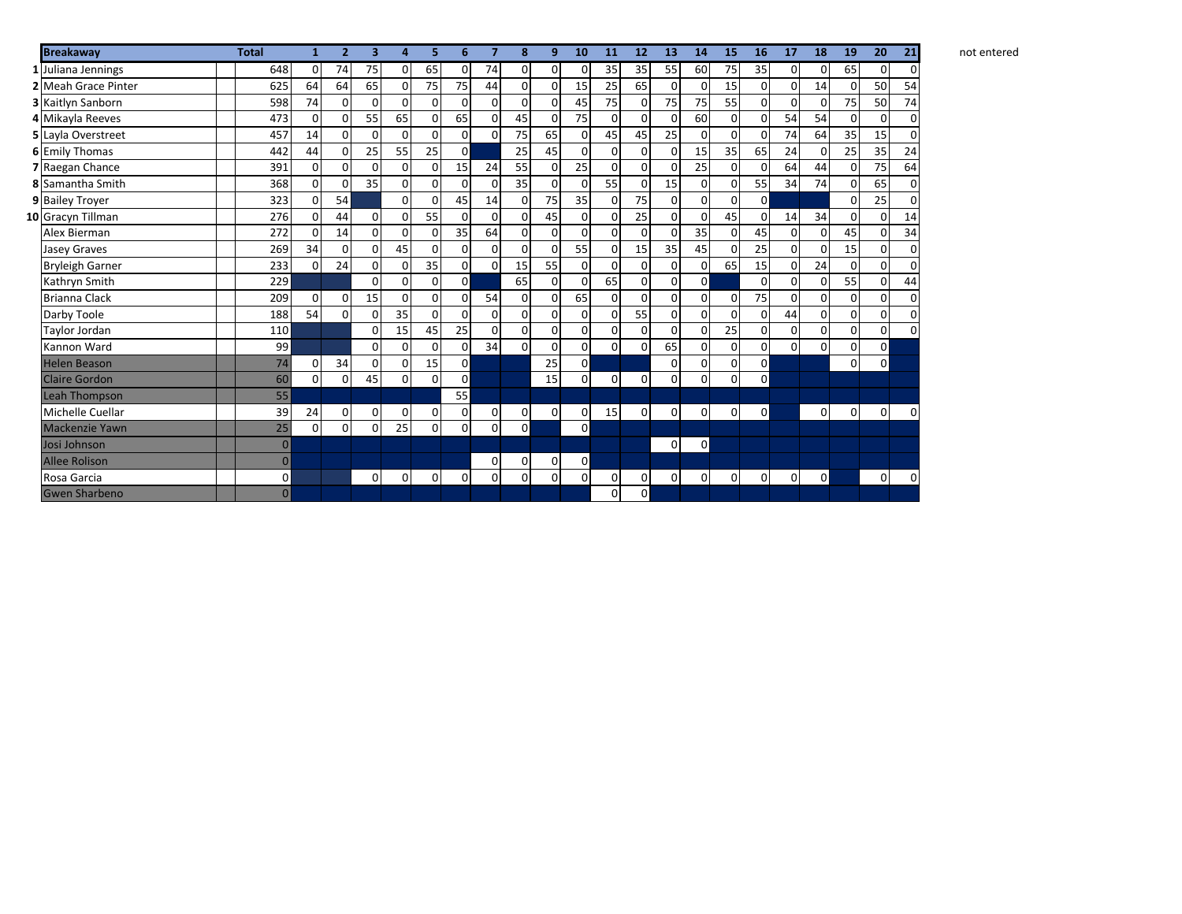| | Breakaway | | Total | 1 | 2 | 3 | 4 | 5 | 6 | 7 | 8 | 9 | 10 | 11 | 12 | 13 | 14 | 15 | 16 | 17 | 18 | 19 | 20 | 21 |
|---|---|---|---|---|---|---|---|---|---|---|---|---|---|---|---|---|---|---|---|---|---|---|---|---|
| 1 | Juliana Jennings | | 648 | 0 | 74 | 75 | 0 | 65 | 0 | 74 | 0 | 0 | 0 | 35 | 35 | 55 | 60 | 75 | 35 | 0 | 0 | 65 | 0 | 0 |
| 2 | Meah Grace Pinter | | 625 | 64 | 64 | 65 | 0 | 75 | 75 | 44 | 0 | 0 | 15 | 25 | 65 | 0 | 0 | 15 | 0 | 0 | 14 | 0 | 50 | 54 |
| 3 | Kaitlyn Sanborn | | 598 | 74 | 0 | 0 | 0 | 0 | 0 | 0 | 0 | 0 | 45 | 75 | 0 | 75 | 75 | 55 | 0 | 0 | 0 | 75 | 50 | 74 |
| 4 | Mikayla Reeves | | 473 | 0 | 0 | 55 | 65 | 0 | 65 | 0 | 45 | 0 | 75 | 0 | 0 | 0 | 60 | 0 | 0 | 54 | 54 | 0 | 0 | 0 |
| 5 | Layla Overstreet | | 457 | 14 | 0 | 0 | 0 | 0 | 0 | 0 | 75 | 65 | 0 | 45 | 45 | 25 | 0 | 0 | 0 | 74 | 64 | 35 | 15 | 0 |
| 6 | Emily Thomas | | 442 | 44 | 0 | 25 | 55 | 25 | 0 | | 25 | 45 | 0 | 0 | 0 | 0 | 15 | 35 | 65 | 24 | 0 | 25 | 35 | 24 |
| 7 | Raegan Chance | | 391 | 0 | 0 | 0 | 0 | 0 | 15 | 24 | 55 | 0 | 25 | 0 | 0 | 0 | 25 | 0 | 0 | 64 | 44 | 0 | 75 | 64 |
| 8 | Samantha Smith | | 368 | 0 | 0 | 35 | 0 | 0 | 0 | 0 | 35 | 0 | 0 | 55 | 0 | 15 | 0 | 0 | 55 | 34 | 74 | 0 | 65 | 0 |
| 9 | Bailey Troyer | | 323 | 0 | 54 | | 0 | 0 | 45 | 14 | 0 | 75 | 35 | 0 | 75 | 0 | 0 | 0 | 0 | | | 0 | 25 | 0 |
| 10 | Gracyn Tillman | | 276 | 0 | 44 | 0 | 0 | 55 | 0 | 0 | 0 | 45 | 0 | 0 | 25 | 0 | 0 | 45 | 0 | 14 | 34 | 0 | 0 | 14 |
| | Alex Bierman | | 272 | 0 | 14 | 0 | 0 | 0 | 35 | 64 | 0 | 0 | 0 | 0 | 0 | 0 | 35 | 0 | 45 | 0 | 0 | 45 | 0 | 34 |
| | Jasey Graves | | 269 | 34 | 0 | 0 | 45 | 0 | 0 | 0 | 0 | 0 | 55 | 0 | 15 | 35 | 45 | 0 | 25 | 0 | 0 | 15 | 0 | 0 |
| | Bryleigh Garner | | 233 | 0 | 24 | 0 | 0 | 35 | 0 | 0 | 15 | 55 | 0 | 0 | 0 | 0 | 0 | 65 | 15 | 0 | 24 | 0 | 0 | 0 |
| | Kathryn Smith | | 229 | | | 0 | 0 | 0 | 0 | | 65 | 0 | 0 | 65 | 0 | 0 | 0 | | 0 | 0 | 0 | 55 | 0 | 44 |
| | Brianna Clack | | 209 | 0 | 0 | 15 | 0 | 0 | 0 | 54 | 0 | 0 | 65 | 0 | 0 | 0 | 0 | 0 | 75 | 0 | 0 | 0 | 0 | 0 |
| | Darby Toole | | 188 | 54 | 0 | 0 | 35 | 0 | 0 | 0 | 0 | 0 | 0 | 0 | 55 | 0 | 0 | 0 | 0 | 44 | 0 | 0 | 0 | 0 |
| | Taylor Jordan | | 110 | | | 0 | 15 | 45 | 25 | 0 | 0 | 0 | 0 | 0 | 0 | 0 | 0 | 25 | 0 | 0 | 0 | 0 | 0 | 0 |
| | Kannon Ward | | 99 | | | 0 | 0 | 0 | 0 | 34 | 0 | 0 | 0 | 0 | 0 | 65 | 0 | 0 | 0 | 0 | 0 | 0 | 0 | |
| | Helen Beason | | 74 | 0 | 34 | 0 | 0 | 15 | 0 | | | 25 | 0 | | | 0 | 0 | 0 | 0 | | | 0 | 0 | |
| | Claire Gordon | | 60 | 0 | 0 | 45 | 0 | 0 | 0 | | | 15 | 0 | 0 | 0 | 0 | 0 | 0 | 0 | | | | | |
| | Leah Thompson | | 55 | | | | | | 55 | | | | | | | | | | | | | | | |
| | Michelle Cuellar | | 39 | 24 | 0 | 0 | 0 | 0 | 0 | 0 | 0 | 0 | 0 | 15 | 0 | 0 | 0 | 0 | 0 | | 0 | 0 | 0 | 0 |
| | Mackenzie Yawn | | 25 | 0 | 0 | 0 | 25 | 0 | 0 | 0 | 0 | | 0 | | | | | | | | | | | |
| | Josi Johnson | | 0 | | | | | | | | | | | | | 0 | 0 | | | | | | | |
| | Allee Rolison | | 0 | | | | | | | 0 | 0 | 0 | 0 | | | | | | | | | | | |
| | Rosa Garcia | | 0 | | | 0 | 0 | 0 | 0 | 0 | 0 | 0 | 0 | 0 | 0 | 0 | 0 | 0 | 0 | 0 | 0 | | 0 | 0 |
| | Gwen Sharbeno | | 0 | | | | | | | | | | | 0 | 0 | | | | | | | | | |

not entered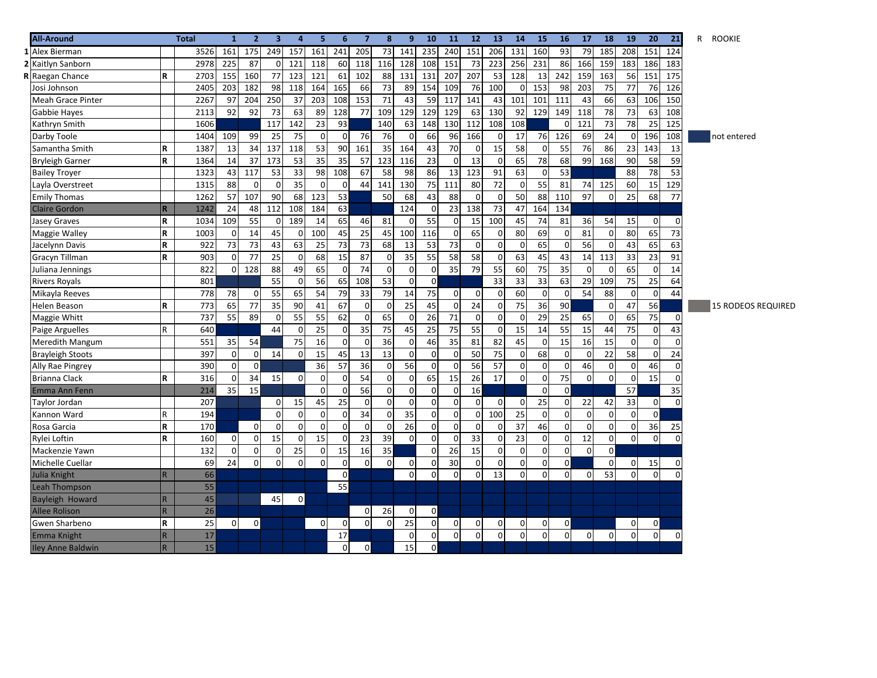| All-Around | | Total | 1 | 2 | 3 | 4 | 5 | 6 | 7 | 8 | 9 | 10 | 11 | 12 | 13 | 14 | 15 | 16 | 17 | 18 | 19 | 20 | 21 |
|---|---|---|---|---|---|---|---|---|---|---|---|---|---|---|---|---|---|---|---|---|---|---|---|
| 1 Alex Bierman | | 3526 | 161 | 175 | 249 | 157 | 161 | 241 | 205 | 73 | 141 | 235 | 240 | 151 | 206 | 131 | 160 | 93 | 79 | 185 | 208 | 151 | 124 |
| 2 Kaitlyn Sanborn | | 2978 | 225 | 87 | 0 | 121 | 118 | 60 | 118 | 116 | 128 | 108 | 151 | 73 | 223 | 256 | 231 | 86 | 166 | 159 | 183 | 186 | 183 |
| R Raegan Chance | R | 2703 | 155 | 160 | 77 | 123 | 121 | 61 | 102 | 88 | 131 | 131 | 207 | 207 | 53 | 128 | 13 | 242 | 159 | 163 | 56 | 151 | 175 |
| Josi Johnson | | 2405 | 203 | 182 | 98 | 118 | 164 | 165 | 66 | 73 | 89 | 154 | 109 | 76 | 100 | 0 | 153 | 98 | 203 | 75 | 77 | 76 | 126 |
| Meah Grace Pinter | | 2267 | 97 | 204 | 250 | 37 | 203 | 108 | 153 | 71 | 43 | 59 | 117 | 141 | 43 | 101 | 101 | 111 | 43 | 66 | 63 | 106 | 150 |
| Gabbie Hayes | | 2113 | 92 | 92 | 73 | 63 | 89 | 128 | 77 | 109 | 129 | 129 | 129 | 63 | 130 | 92 | 129 | 149 | 118 | 78 | 73 | 63 | 108 |
| Kathryn Smith | | 1606 | | | 117 | 142 | 23 | 93 | | 140 | 63 | 148 | 130 | 112 | 108 | 108 | | 0 | 121 | 73 | 78 | 25 | 125 |
| Darby Toole | | 1404 | 109 | 99 | 25 | 75 | 0 | 0 | 76 | 76 | 0 | 66 | 96 | 166 | 0 | 17 | 76 | 126 | 69 | 24 | 0 | 196 | 108 |
| Samantha Smith | R | 1387 | 13 | 34 | 137 | 118 | 53 | 90 | 161 | 35 | 164 | 43 | 70 | 0 | 15 | 58 | 0 | 55 | 76 | 86 | 23 | 143 | 13 |
| Bryleigh Garner | R | 1364 | 14 | 37 | 173 | 53 | 35 | 35 | 57 | 123 | 116 | 23 | 0 | 13 | 0 | 65 | 78 | 68 | 99 | 168 | 90 | 58 | 59 |
| Bailey Troyer | | 1323 | 43 | 117 | 53 | 33 | 98 | 108 | 67 | 58 | 98 | 86 | 13 | 123 | 91 | 63 | 0 | 53 | | | 88 | 78 | 53 |
| Layla Overstreet | | 1315 | 88 | 0 | 0 | 35 | 0 | 0 | 44 | 141 | 130 | 75 | 111 | 80 | 72 | 0 | 55 | 81 | 74 | 125 | 60 | 15 | 129 |
| Emily Thomas | | 1262 | 57 | 107 | 90 | 68 | 123 | 53 | | 50 | 68 | 43 | 88 | 0 | 0 | 50 | 88 | 110 | 97 | 0 | 25 | 68 | 77 |
| Claire Gordon | R | 1242 | 24 | 48 | 112 | 108 | 184 | 63 | | | 124 | 0 | 23 | 138 | 73 | 47 | 164 | 134 | | | | | |
| Jasey Graves | R | 1034 | 109 | 55 | 0 | 189 | 14 | 65 | 46 | 81 | 0 | 55 | 0 | 15 | 100 | 45 | 74 | 81 | 36 | 54 | 15 | 0 | 0 |
| Maggie Walley | R | 1003 | 0 | 14 | 45 | 0 | 100 | 45 | 25 | 45 | 100 | 116 | 0 | 65 | 0 | 80 | 69 | 0 | 81 | 0 | 80 | 65 | 73 |
| Jacelynn Davis | R | 922 | 73 | 73 | 43 | 63 | 25 | 73 | 73 | 68 | 13 | 53 | 73 | 0 | 0 | 0 | 65 | 0 | 56 | 0 | 43 | 65 | 63 |
| Gracyn Tillman | R | 903 | 0 | 77 | 25 | 0 | 68 | 15 | 87 | 0 | 35 | 55 | 58 | 58 | 0 | 63 | 45 | 43 | 14 | 113 | 33 | 23 | 91 |
| Juliana Jennings | | 822 | 0 | 128 | 88 | 49 | 65 | 0 | 74 | 0 | 0 | 0 | 35 | 79 | 55 | 60 | 75 | 35 | 0 | 0 | 65 | 0 | 14 |
| Rivers Royals | | 801 | | | 55 | 0 | 56 | 65 | 108 | 53 | 0 | 0 | | | 33 | 33 | 33 | 63 | 29 | 109 | 75 | 25 | 64 |
| Mikayla Reeves | | 778 | 78 | 0 | 55 | 65 | 54 | 79 | 33 | 79 | 14 | 75 | 0 | 0 | 0 | 60 | 0 | 0 | 54 | 88 | 0 | 0 | 44 |
| Helen Beason | R | 773 | 65 | 77 | 35 | 90 | 41 | 67 | 0 | 0 | 25 | 45 | 0 | 24 | 0 | 75 | 36 | 90 | | 0 | 47 | 56 | |
| Maggie Whitt | | 737 | 55 | 89 | 0 | 55 | 55 | 62 | 0 | 65 | 0 | 26 | 71 | 0 | 0 | 0 | 29 | 25 | 65 | 0 | 65 | 75 | 0 |
| Paige Arguelles | R | 640 | | | 44 | 0 | 25 | 0 | 35 | 75 | 45 | 25 | 75 | 55 | 0 | 15 | 14 | 55 | 15 | 44 | 75 | 0 | 43 |
| Meredith Mangum | | 551 | 35 | 54 | | 75 | 16 | 0 | 0 | 36 | 0 | 46 | 35 | 81 | 82 | 45 | 0 | 15 | 16 | 15 | 0 | 0 | 0 |
| Brayleigh Stoots | | 397 | 0 | 0 | 14 | 0 | 15 | 45 | 13 | 13 | 0 | 0 | 0 | 50 | 75 | 0 | 68 | 0 | 0 | 22 | 58 | 0 | 24 |
| Ally Rae Pingrey | | 390 | 0 | 0 | | | 36 | 57 | 36 | 0 | 56 | 0 | 0 | 56 | 57 | 0 | 0 | 0 | 46 | 0 | 0 | 46 | 0 |
| Brianna Clack | R | 316 | 0 | 34 | 15 | 0 | 0 | 0 | 54 | 0 | 0 | 65 | 15 | 26 | 17 | 0 | 0 | 75 | 0 | 0 | 0 | 15 | 0 |
| Emma Ann Fenn | | 214 | 35 | 15 | | | 0 | 0 | 56 | 0 | 0 | 0 | 0 | 16 | | | 0 | 0 | | | 57 | | 35 |
| Taylor Jordan | | 207 | | | 0 | 15 | 45 | 25 | 0 | 0 | 0 | 0 | 0 | 0 | 0 | 0 | 25 | 0 | 22 | 42 | 33 | 0 | 0 |
| Kannon Ward | R | 194 | | | 0 | 0 | 0 | 0 | 34 | 0 | 35 | 0 | 0 | 0 | 100 | 25 | 0 | 0 | 0 | 0 | 0 | 0 | |
| Rosa Garcia | R | 170 | | 0 | 0 | 0 | 0 | 0 | 0 | 0 | 26 | 0 | 0 | 0 | 0 | 37 | 46 | 0 | 0 | 0 | 0 | 36 | 25 |
| Rylei Loftin | R | 160 | 0 | 0 | 15 | 0 | 15 | 0 | 23 | 39 | 0 | 0 | 0 | 33 | 0 | 23 | 0 | 0 | 12 | 0 | 0 | 0 | 0 |
| Mackenzie Yawn | | 132 | 0 | 0 | 0 | 25 | 0 | 15 | 16 | 35 | | 0 | 26 | 15 | 0 | 0 | 0 | 0 | 0 | 0 | | | |
| Michelle Cuellar | | 69 | 24 | 0 | 0 | 0 | 0 | 0 | 0 | 0 | 0 | 0 | 30 | 0 | 0 | 0 | 0 | 0 | | 0 | 0 | 15 | 0 |
| Julia Knight | R | 66 | | | | | | 0 | | | 0 | 0 | 0 | 0 | 13 | 0 | 0 | 0 | 0 | 53 | 0 | 0 | 0 |
| Leah Thompson | | 55 | | | | | | 55 | | | | | | | | | | | | | | | |
| Bayleigh Howard | R | 45 | | | 45 | 0 | | | | | | | | | | | | | | | | | |
| Allee Rolison | R | 26 | | | | | | | 0 | 26 | 0 | 0 | | | | | | | | | | | |
| Gwen Sharbeno | R | 25 | 0 | 0 | | | 0 | 0 | 0 | 0 | 25 | 0 | 0 | 0 | 0 | 0 | 0 | 0 | | | 0 | 0 | |
| Emma Knight | R | 17 | | | | | | 17 | | | 0 | 0 | 0 | 0 | 0 | 0 | 0 | 0 | 0 | 0 | 0 | 0 | 0 |
| Iley Anne Baldwin | R | 15 | | | | | | 0 | 0 | | 15 | 0 | | | | | | | | | | | |

R ROOKIE

not entered

15 RODEOS REQUIRED